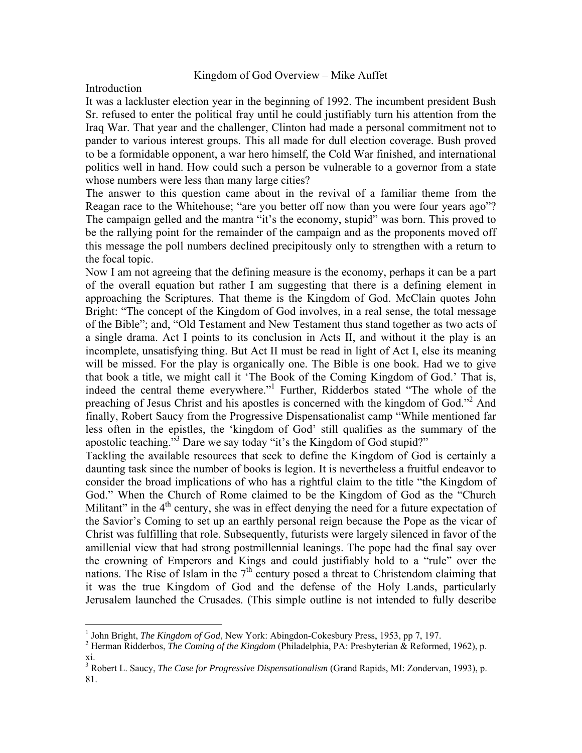# Kingdom of God Overview – Mike Auffet

## Introduction

It was a lackluster election year in the beginning of 1992. The incumbent president Bush Sr. refused to enter the political fray until he could justifiably turn his attention from the Iraq War. That year and the challenger, Clinton had made a personal commitment not to pander to various interest groups. This all made for dull election coverage. Bush proved to be a formidable opponent, a war hero himself, the Cold War finished, and international politics well in hand. How could such a person be vulnerable to a governor from a state whose numbers were less than many large cities?

The answer to this question came about in the revival of a familiar theme from the Reagan race to the Whitehouse; "are you better off now than you were four years ago"? The campaign gelled and the mantra "it's the economy, stupid" was born. This proved to be the rallying point for the remainder of the campaign and as the proponents moved off this message the poll numbers declined precipitously only to strengthen with a return to the focal topic.

Now I am not agreeing that the defining measure is the economy, perhaps it can be a part of the overall equation but rather I am suggesting that there is a defining element in approaching the Scriptures. That theme is the Kingdom of God. McClain quotes John Bright: "The concept of the Kingdom of God involves, in a real sense, the total message of the Bible"; and, "Old Testament and New Testament thus stand together as two acts of a single drama. Act I points to its conclusion in Acts II, and without it the play is an incomplete, unsatisfying thing. But Act II must be read in light of Act I, else its meaning will be missed. For the play is organically one. The Bible is one book. Had we to give that book a title, we might call it 'The Book of the Coming Kingdom of God.' That is, indeed the central theme everywhere."[1] Further, Ridderbos stated "The whole of the preaching of Jesus Christ and his apostles is concerned with the kingdom of God."[2] And finally, Robert Saucy from the Progressive Dispensationalist camp "While mentioned far less often in the epistles, the 'kingdom of God' still qualifies as the summary of the apostolic teaching."[3] Dare we say today "it's the Kingdom of God stupid?"

Tackling the available resources that seek to define the Kingdom of God is certainly a daunting task since the number of books is legion. It is nevertheless a fruitful endeavor to consider the broad implications of who has a rightful claim to the title "the Kingdom of God." When the Church of Rome claimed to be the Kingdom of God as the "Church Militant" in the 4th century, she was in effect denying the need for a future expectation of the Savior's Coming to set up an earthly personal reign because the Pope as the vicar of Christ was fulfilling that role. Subsequently, futurists were largely silenced in favor of the amillenial view that had strong postmillennial leanings. The pope had the final say over the crowning of Emperors and Kings and could justifiably hold to a "rule" over the nations. The Rise of Islam in the 7th century posed a threat to Christendom claiming that it was the true Kingdom of God and the defense of the Holy Lands, particularly Jerusalem launched the Crusades. (This simple outline is not intended to fully describe

---

[1] John Bright, *The Kingdom of God*, New York: Abingdon-Cokesbury Press, 1953, pp 7, 197.

[2] Herman Ridderbos, *The Coming of the Kingdom* (Philadelphia, PA: Presbyterian & Reformed, 1962), p. xi.

[3] Robert L. Saucy, *The Case for Progressive Dispensationalism* (Grand Rapids, MI: Zondervan, 1993), p. 81.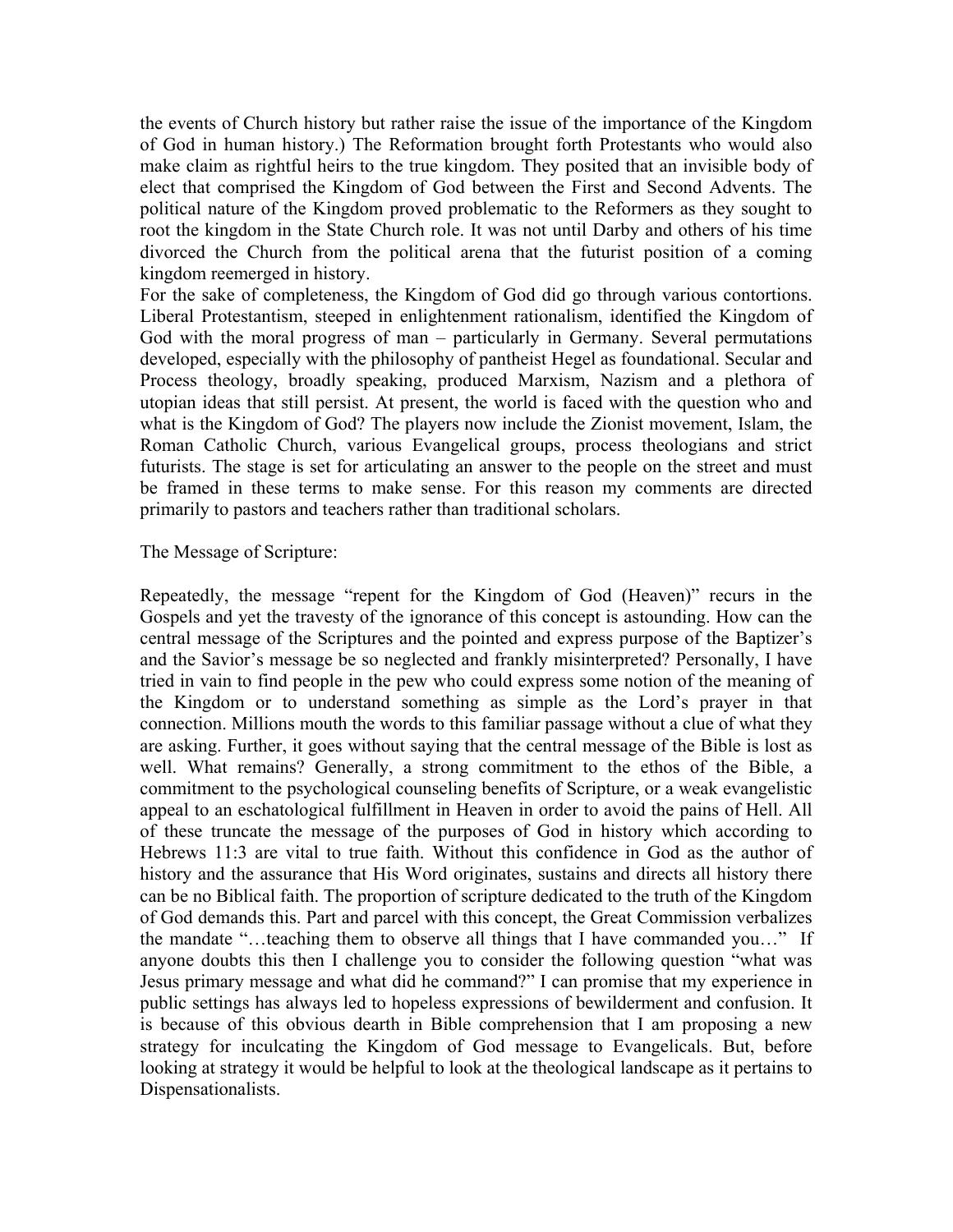the events of Church history but rather raise the issue of the importance of the Kingdom of God in human history.) The Reformation brought forth Protestants who would also make claim as rightful heirs to the true kingdom. They posited that an invisible body of elect that comprised the Kingdom of God between the First and Second Advents. The political nature of the Kingdom proved problematic to the Reformers as they sought to root the kingdom in the State Church role. It was not until Darby and others of his time divorced the Church from the political arena that the futurist position of a coming kingdom reemerged in history.

For the sake of completeness, the Kingdom of God did go through various contortions. Liberal Protestantism, steeped in enlightenment rationalism, identified the Kingdom of God with the moral progress of man – particularly in Germany. Several permutations developed, especially with the philosophy of pantheist Hegel as foundational. Secular and Process theology, broadly speaking, produced Marxism, Nazism and a plethora of utopian ideas that still persist. At present, the world is faced with the question who and what is the Kingdom of God? The players now include the Zionist movement, Islam, the Roman Catholic Church, various Evangelical groups, process theologians and strict futurists. The stage is set for articulating an answer to the people on the street and must be framed in these terms to make sense. For this reason my comments are directed primarily to pastors and teachers rather than traditional scholars.

The Message of Scripture:

Repeatedly, the message "repent for the Kingdom of God (Heaven)" recurs in the Gospels and yet the travesty of the ignorance of this concept is astounding. How can the central message of the Scriptures and the pointed and express purpose of the Baptizer's and the Savior's message be so neglected and frankly misinterpreted? Personally, I have tried in vain to find people in the pew who could express some notion of the meaning of the Kingdom or to understand something as simple as the Lord's prayer in that connection. Millions mouth the words to this familiar passage without a clue of what they are asking. Further, it goes without saying that the central message of the Bible is lost as well. What remains? Generally, a strong commitment to the ethos of the Bible, a commitment to the psychological counseling benefits of Scripture, or a weak evangelistic appeal to an eschatological fulfillment in Heaven in order to avoid the pains of Hell. All of these truncate the message of the purposes of God in history which according to Hebrews 11:3 are vital to true faith. Without this confidence in God as the author of history and the assurance that His Word originates, sustains and directs all history there can be no Biblical faith. The proportion of scripture dedicated to the truth of the Kingdom of God demands this. Part and parcel with this concept, the Great Commission verbalizes the mandate "…teaching them to observe all things that I have commanded you…" If anyone doubts this then I challenge you to consider the following question "what was Jesus primary message and what did he command?" I can promise that my experience in public settings has always led to hopeless expressions of bewilderment and confusion. It is because of this obvious dearth in Bible comprehension that I am proposing a new strategy for inculcating the Kingdom of God message to Evangelicals. But, before looking at strategy it would be helpful to look at the theological landscape as it pertains to Dispensationalists.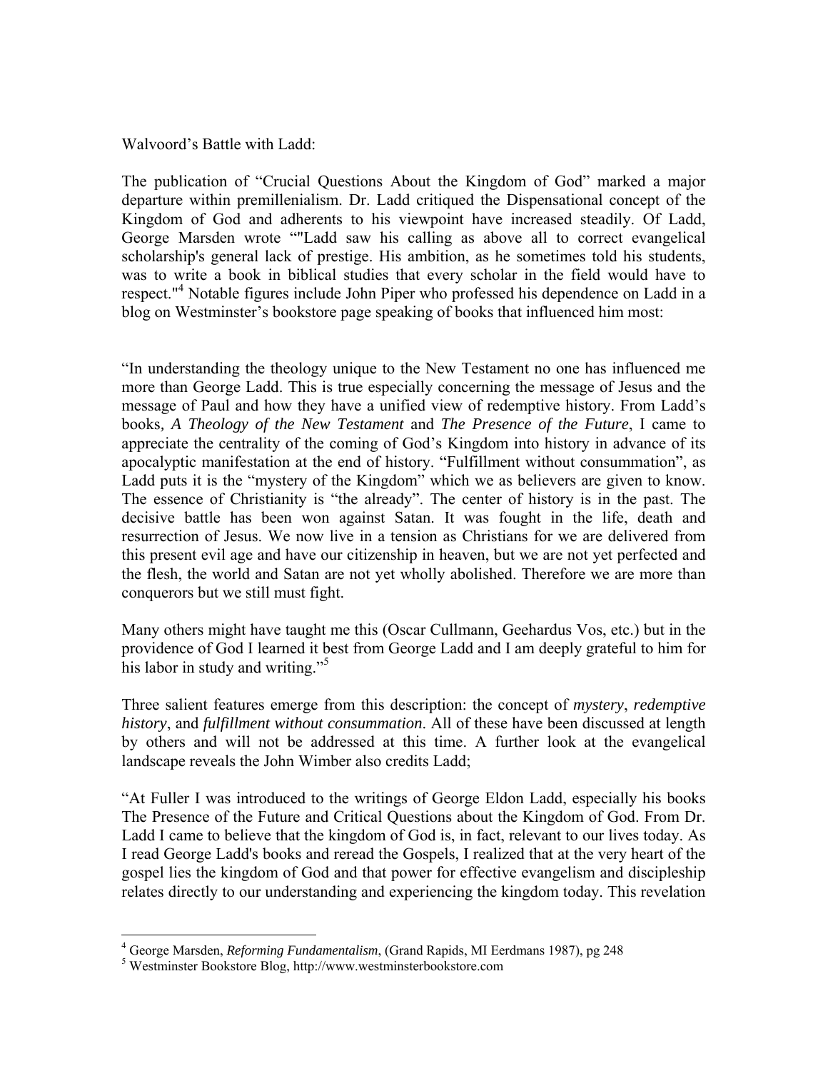Walvoord's Battle with Ladd:

The publication of "Crucial Questions About the Kingdom of God" marked a major departure within premillenialism. Dr. Ladd critiqued the Dispensational concept of the Kingdom of God and adherents to his viewpoint have increased steadily. Of Ladd, George Marsden wrote ""Ladd saw his calling as above all to correct evangelical scholarship's general lack of prestige. His ambition, as he sometimes told his students, was to write a book in biblical studies that every scholar in the field would have to respect."[4] Notable figures include John Piper who professed his dependence on Ladd in a blog on Westminster's bookstore page speaking of books that influenced him most:

"In understanding the theology unique to the New Testament no one has influenced me more than George Ladd. This is true especially concerning the message of Jesus and the message of Paul and how they have a unified view of redemptive history. From Ladd's books, *A Theology of the New Testament* and *The Presence of the Future*, I came to appreciate the centrality of the coming of God's Kingdom into history in advance of its apocalyptic manifestation at the end of history. "Fulfillment without consummation", as Ladd puts it is the "mystery of the Kingdom" which we as believers are given to know. The essence of Christianity is "the already". The center of history is in the past. The decisive battle has been won against Satan. It was fought in the life, death and resurrection of Jesus. We now live in a tension as Christians for we are delivered from this present evil age and have our citizenship in heaven, but we are not yet perfected and the flesh, the world and Satan are not yet wholly abolished. Therefore we are more than conquerors but we still must fight.

Many others might have taught me this (Oscar Cullmann, Geehardus Vos, etc.) but in the providence of God I learned it best from George Ladd and I am deeply grateful to him for his labor in study and writing."[5]

Three salient features emerge from this description: the concept of *mystery*, *redemptive history*, and *fulfillment without consummation*. All of these have been discussed at length by others and will not be addressed at this time. A further look at the evangelical landscape reveals the John Wimber also credits Ladd;

"At Fuller I was introduced to the writings of George Eldon Ladd, especially his books The Presence of the Future and Critical Questions about the Kingdom of God. From Dr. Ladd I came to believe that the kingdom of God is, in fact, relevant to our lives today. As I read George Ladd's books and reread the Gospels, I realized that at the very heart of the gospel lies the kingdom of God and that power for effective evangelism and discipleship relates directly to our understanding and experiencing the kingdom today. This revelation

---

[4] George Marsden, *Reforming Fundamentalism*, (Grand Rapids, MI Eerdmans 1987), pg 248

[5] Westminster Bookstore Blog, http://www.westminsterbookstore.com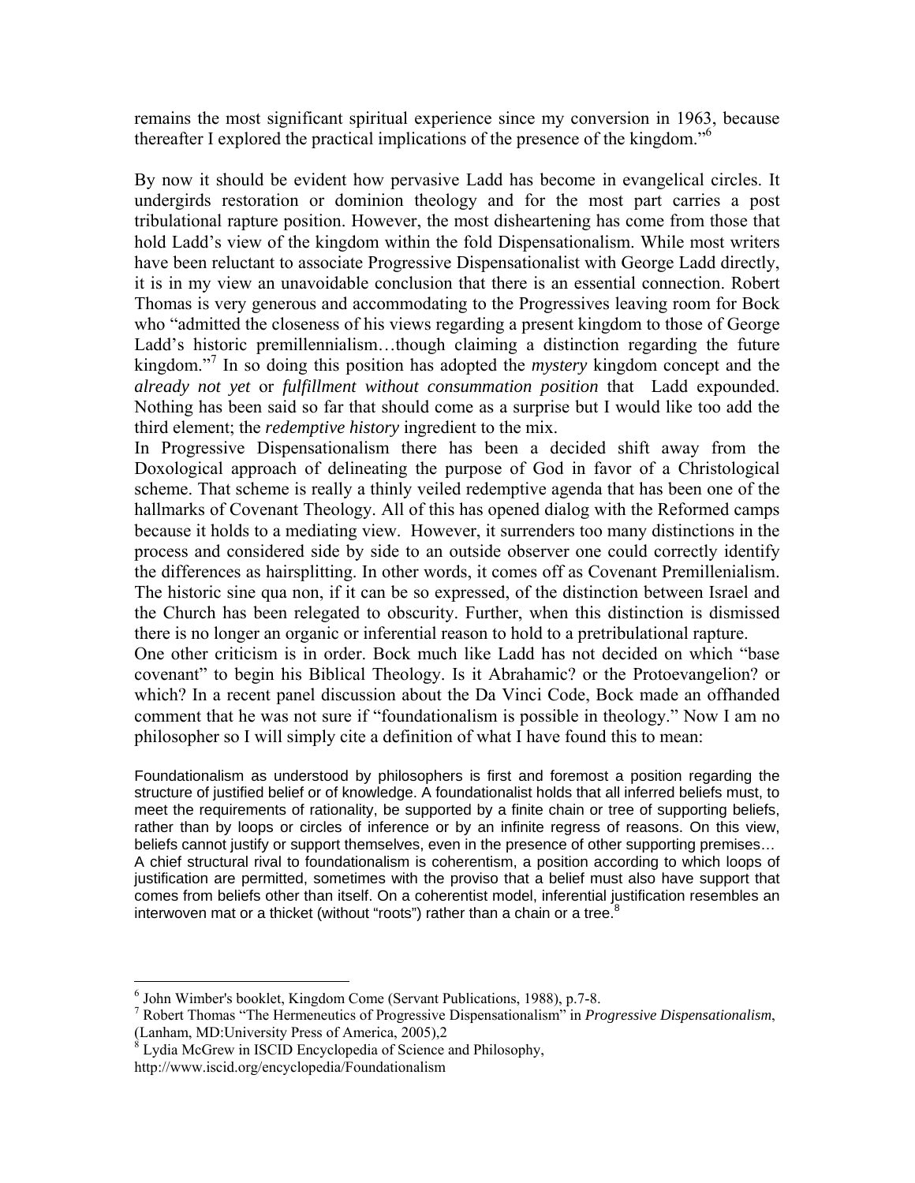remains the most significant spiritual experience since my conversion in 1963, because thereafter I explored the practical implications of the presence of the kingdom."[6]

By now it should be evident how pervasive Ladd has become in evangelical circles. It undergirds restoration or dominion theology and for the most part carries a post tribulational rapture position. However, the most disheartening has come from those that hold Ladd's view of the kingdom within the fold Dispensationalism. While most writers have been reluctant to associate Progressive Dispensationalist with George Ladd directly, it is in my view an unavoidable conclusion that there is an essential connection. Robert Thomas is very generous and accommodating to the Progressives leaving room for Bock who "admitted the closeness of his views regarding a present kingdom to those of George Ladd's historic premillennialism…though claiming a distinction regarding the future kingdom."[7] In so doing this position has adopted the *mystery* kingdom concept and the *already not yet* or *fulfillment without consummation position* that Ladd expounded. Nothing has been said so far that should come as a surprise but I would like too add the third element; the *redemptive history* ingredient to the mix.

In Progressive Dispensationalism there has been a decided shift away from the Doxological approach of delineating the purpose of God in favor of a Christological scheme. That scheme is really a thinly veiled redemptive agenda that has been one of the hallmarks of Covenant Theology. All of this has opened dialog with the Reformed camps because it holds to a mediating view. However, it surrenders too many distinctions in the process and considered side by side to an outside observer one could correctly identify the differences as hairsplitting. In other words, it comes off as Covenant Premillenialism. The historic sine qua non, if it can be so expressed, of the distinction between Israel and the Church has been relegated to obscurity. Further, when this distinction is dismissed there is no longer an organic or inferential reason to hold to a pretribulational rapture.

One other criticism is in order. Bock much like Ladd has not decided on which "base covenant" to begin his Biblical Theology. Is it Abrahamic? or the Protoevangelion? or which? In a recent panel discussion about the Da Vinci Code, Bock made an offhanded comment that he was not sure if "foundationalism is possible in theology." Now I am no philosopher so I will simply cite a definition of what I have found this to mean:

> Foundationalism as understood by philosophers is first and foremost a position regarding the structure of justified belief or of knowledge. A foundationalist holds that all inferred beliefs must, to meet the requirements of rationality, be supported by a finite chain or tree of supporting beliefs, rather than by loops or circles of inference or by an infinite regress of reasons. On this view, beliefs cannot justify or support themselves, even in the presence of other supporting premises…
> A chief structural rival to foundationalism is coherentism, a position according to which loops of justification are permitted, sometimes with the proviso that a belief must also have support that comes from beliefs other than itself. On a coherentist model, inferential justification resembles an interwoven mat or a thicket (without "roots") rather than a chain or a tree.[8]

---

[6] John Wimber's booklet, Kingdom Come (Servant Publications, 1988), p.7-8.

[7] Robert Thomas "The Hermeneutics of Progressive Dispensationalism" in *Progressive Dispensationalism*, (Lanham, MD:University Press of America, 2005),2

[8] Lydia McGrew in ISCID Encyclopedia of Science and Philosophy, http://www.iscid.org/encyclopedia/Foundationalism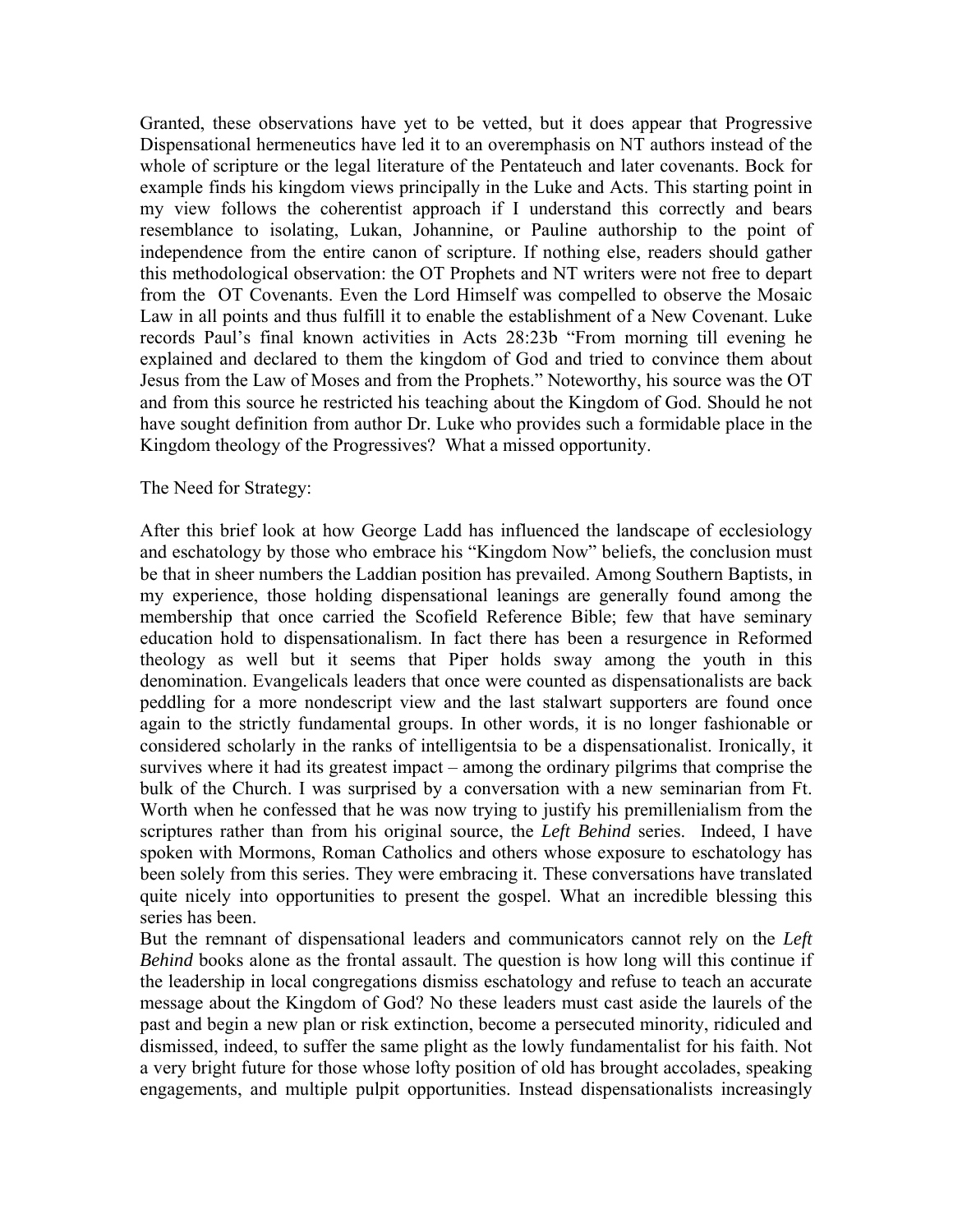Granted, these observations have yet to be vetted, but it does appear that Progressive Dispensational hermeneutics have led it to an overemphasis on NT authors instead of the whole of scripture or the legal literature of the Pentateuch and later covenants. Bock for example finds his kingdom views principally in the Luke and Acts. This starting point in my view follows the coherentist approach if I understand this correctly and bears resemblance to isolating, Lukan, Johannine, or Pauline authorship to the point of independence from the entire canon of scripture. If nothing else, readers should gather this methodological observation: the OT Prophets and NT writers were not free to depart from the OT Covenants. Even the Lord Himself was compelled to observe the Mosaic Law in all points and thus fulfill it to enable the establishment of a New Covenant. Luke records Paul's final known activities in Acts 28:23b "From morning till evening he explained and declared to them the kingdom of God and tried to convince them about Jesus from the Law of Moses and from the Prophets." Noteworthy, his source was the OT and from this source he restricted his teaching about the Kingdom of God. Should he not have sought definition from author Dr. Luke who provides such a formidable place in the Kingdom theology of the Progressives? What a missed opportunity.

The Need for Strategy:

After this brief look at how George Ladd has influenced the landscape of ecclesiology and eschatology by those who embrace his "Kingdom Now" beliefs, the conclusion must be that in sheer numbers the Laddian position has prevailed. Among Southern Baptists, in my experience, those holding dispensational leanings are generally found among the membership that once carried the Scofield Reference Bible; few that have seminary education hold to dispensationalism. In fact there has been a resurgence in Reformed theology as well but it seems that Piper holds sway among the youth in this denomination. Evangelicals leaders that once were counted as dispensationalists are back peddling for a more nondescript view and the last stalwart supporters are found once again to the strictly fundamental groups. In other words, it is no longer fashionable or considered scholarly in the ranks of intelligentsia to be a dispensationalist. Ironically, it survives where it had its greatest impact – among the ordinary pilgrims that comprise the bulk of the Church. I was surprised by a conversation with a new seminarian from Ft. Worth when he confessed that he was now trying to justify his premillenialism from the scriptures rather than from his original source, the *Left Behind* series. Indeed, I have spoken with Mormons, Roman Catholics and others whose exposure to eschatology has been solely from this series. They were embracing it. These conversations have translated quite nicely into opportunities to present the gospel. What an incredible blessing this series has been.

But the remnant of dispensational leaders and communicators cannot rely on the *Left Behind* books alone as the frontal assault. The question is how long will this continue if the leadership in local congregations dismiss eschatology and refuse to teach an accurate message about the Kingdom of God? No these leaders must cast aside the laurels of the past and begin a new plan or risk extinction, become a persecuted minority, ridiculed and dismissed, indeed, to suffer the same plight as the lowly fundamentalist for his faith. Not a very bright future for those whose lofty position of old has brought accolades, speaking engagements, and multiple pulpit opportunities. Instead dispensationalists increasingly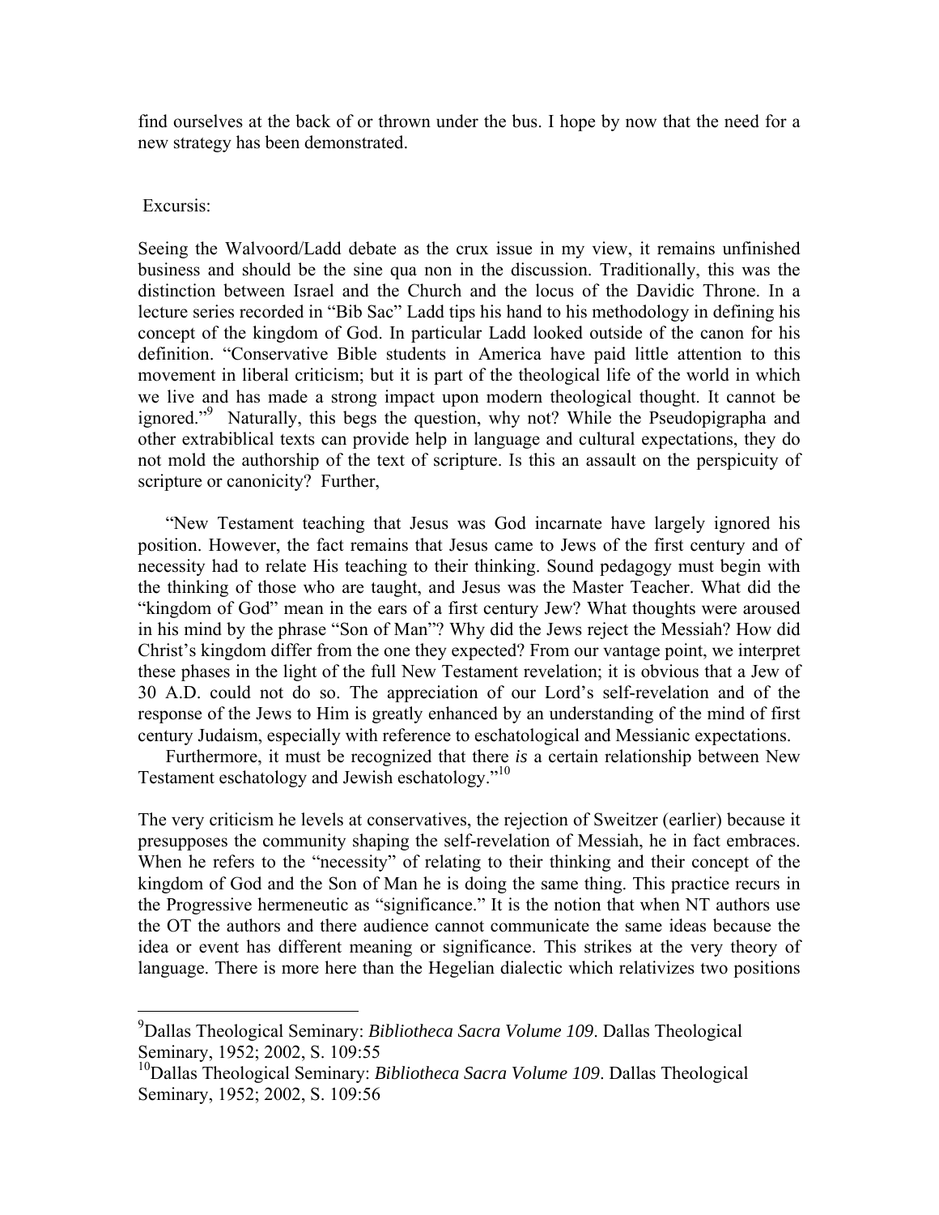find ourselves at the back of or thrown under the bus. I hope by now that the need for a new strategy has been demonstrated.

Excursis:

Seeing the Walvoord/Ladd debate as the crux issue in my view, it remains unfinished business and should be the sine qua non in the discussion. Traditionally, this was the distinction between Israel and the Church and the locus of the Davidic Throne. In a lecture series recorded in "Bib Sac" Ladd tips his hand to his methodology in defining his concept of the kingdom of God. In particular Ladd looked outside of the canon for his definition. "Conservative Bible students in America have paid little attention to this movement in liberal criticism; but it is part of the theological life of the world in which we live and has made a strong impact upon modern theological thought. It cannot be ignored."[9] Naturally, this begs the question, why not? While the Pseudopigrapha and other extrabiblical texts can provide help in language and cultural expectations, they do not mold the authorship of the text of scripture. Is this an assault on the perspicuity of scripture or canonicity? Further,

> "New Testament teaching that Jesus was God incarnate have largely ignored his position. However, the fact remains that Jesus came to Jews of the first century and of necessity had to relate His teaching to their thinking. Sound pedagogy must begin with the thinking of those who are taught, and Jesus was the Master Teacher. What did the "kingdom of God" mean in the ears of a first century Jew? What thoughts were aroused in his mind by the phrase "Son of Man"? Why did the Jews reject the Messiah? How did Christ's kingdom differ from the one they expected? From our vantage point, we interpret these phases in the light of the full New Testament revelation; it is obvious that a Jew of 30 A.D. could not do so. The appreciation of our Lord's self-revelation and of the response of the Jews to Him is greatly enhanced by an understanding of the mind of first century Judaism, especially with reference to eschatological and Messianic expectations.
>
> Furthermore, it must be recognized that there *is* a certain relationship between New Testament eschatology and Jewish eschatology."[10]

The very criticism he levels at conservatives, the rejection of Sweitzer (earlier) because it presupposes the community shaping the self-revelation of Messiah, he in fact embraces. When he refers to the "necessity" of relating to their thinking and their concept of the kingdom of God and the Son of Man he is doing the same thing. This practice recurs in the Progressive hermeneutic as "significance." It is the notion that when NT authors use the OT the authors and there audience cannot communicate the same ideas because the idea or event has different meaning or significance. This strikes at the very theory of language. There is more here than the Hegelian dialectic which relativizes two positions

---

[9]Dallas Theological Seminary: *Bibliotheca Sacra Volume 109*. Dallas Theological Seminary, 1952; 2002, S. 109:55

[10]Dallas Theological Seminary: *Bibliotheca Sacra Volume 109*. Dallas Theological Seminary, 1952; 2002, S. 109:56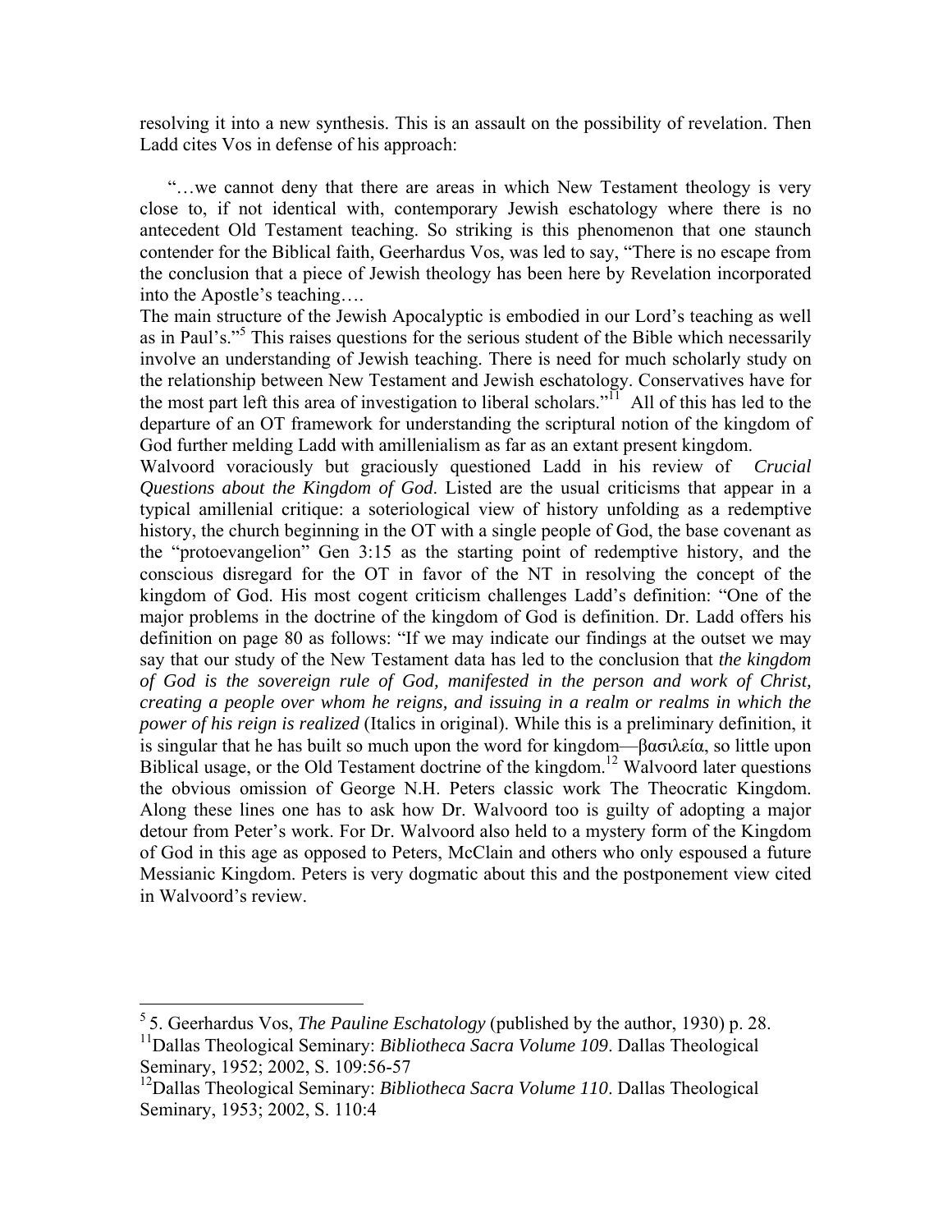resolving it into a new synthesis. This is an assault on the possibility of revelation. Then Ladd cites Vos in defense of his approach:

"…we cannot deny that there are areas in which New Testament theology is very close to, if not identical with, contemporary Jewish eschatology where there is no antecedent Old Testament teaching. So striking is this phenomenon that one staunch contender for the Biblical faith, Geerhardus Vos, was led to say, "There is no escape from the conclusion that a piece of Jewish theology has been here by Revelation incorporated into the Apostle's teaching….
The main structure of the Jewish Apocalyptic is embodied in our Lord's teaching as well as in Paul's."[5] This raises questions for the serious student of the Bible which necessarily involve an understanding of Jewish teaching. There is need for much scholarly study on the relationship between New Testament and Jewish eschatology. Conservatives have for the most part left this area of investigation to liberal scholars."[11] All of this has led to the departure of an OT framework for understanding the scriptural notion of the kingdom of God further melding Ladd with amillenialism as far as an extant present kingdom.

Walvoord voraciously but graciously questioned Ladd in his review of *Crucial Questions about the Kingdom of God*. Listed are the usual criticisms that appear in a typical amillenial critique: a soteriological view of history unfolding as a redemptive history, the church beginning in the OT with a single people of God, the base covenant as the "protoevangelion" Gen 3:15 as the starting point of redemptive history, and the conscious disregard for the OT in favor of the NT in resolving the concept of the kingdom of God. His most cogent criticism challenges Ladd's definition: "One of the major problems in the doctrine of the kingdom of God is definition. Dr. Ladd offers his definition on page 80 as follows: "If we may indicate our findings at the outset we may say that our study of the New Testament data has led to the conclusion that *the kingdom of God is the sovereign rule of God, manifested in the person and work of Christ, creating a people over whom he reigns, and issuing in a realm or realms in which the power of his reign is realized* (Italics in original). While this is a preliminary definition, it is singular that he has built so much upon the word for kingdom—βασιλεία, so little upon Biblical usage, or the Old Testament doctrine of the kingdom.[12] Walvoord later questions the obvious omission of George N.H. Peters classic work The Theocratic Kingdom. Along these lines one has to ask how Dr. Walvoord too is guilty of adopting a major detour from Peter's work. For Dr. Walvoord also held to a mystery form of the Kingdom of God in this age as opposed to Peters, McClain and others who only espoused a future Messianic Kingdom. Peters is very dogmatic about this and the postponement view cited in Walvoord's review.

---

[5] 5. Geerhardus Vos, *The Pauline Eschatology* (published by the author, 1930) p. 28.

[11] Dallas Theological Seminary: *Bibliotheca Sacra Volume 109*. Dallas Theological Seminary, 1952; 2002, S. 109:56-57

[12] Dallas Theological Seminary: *Bibliotheca Sacra Volume 110*. Dallas Theological Seminary, 1953; 2002, S. 110:4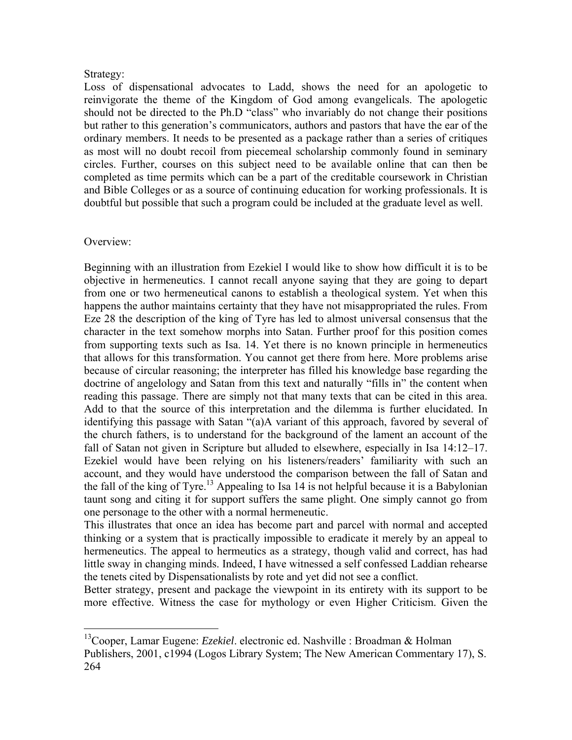Strategy:

Loss of dispensational advocates to Ladd, shows the need for an apologetic to reinvigorate the theme of the Kingdom of God among evangelicals. The apologetic should not be directed to the Ph.D "class" who invariably do not change their positions but rather to this generation's communicators, authors and pastors that have the ear of the ordinary members. It needs to be presented as a package rather than a series of critiques as most will no doubt recoil from piecemeal scholarship commonly found in seminary circles. Further, courses on this subject need to be available online that can then be completed as time permits which can be a part of the creditable coursework in Christian and Bible Colleges or as a source of continuing education for working professionals. It is doubtful but possible that such a program could be included at the graduate level as well.

Overview:

Beginning with an illustration from Ezekiel I would like to show how difficult it is to be objective in hermeneutics. I cannot recall anyone saying that they are going to depart from one or two hermeneutical canons to establish a theological system. Yet when this happens the author maintains certainty that they have not misappropriated the rules. From Eze 28 the description of the king of Tyre has led to almost universal consensus that the character in the text somehow morphs into Satan. Further proof for this position comes from supporting texts such as Isa. 14. Yet there is no known principle in hermeneutics that allows for this transformation. You cannot get there from here. More problems arise because of circular reasoning; the interpreter has filled his knowledge base regarding the doctrine of angelology and Satan from this text and naturally "fills in" the content when reading this passage. There are simply not that many texts that can be cited in this area. Add to that the source of this interpretation and the dilemma is further elucidated. In identifying this passage with Satan "(a)A variant of this approach, favored by several of the church fathers, is to understand for the background of the lament an account of the fall of Satan not given in Scripture but alluded to elsewhere, especially in Isa 14:12–17. Ezekiel would have been relying on his listeners/readers' familiarity with such an account, and they would have understood the comparison between the fall of Satan and the fall of the king of Tyre.[13] Appealing to Isa 14 is not helpful because it is a Babylonian taunt song and citing it for support suffers the same plight. One simply cannot go from one personage to the other with a normal hermeneutic.

This illustrates that once an idea has become part and parcel with normal and accepted thinking or a system that is practically impossible to eradicate it merely by an appeal to hermeneutics. The appeal to hermeutics as a strategy, though valid and correct, has had little sway in changing minds. Indeed, I have witnessed a self confessed Laddian rehearse the tenets cited by Dispensationalists by rote and yet did not see a conflict.

Better strategy, present and package the viewpoint in its entirety with its support to be more effective. Witness the case for mythology or even Higher Criticism. Given the

---

[13]Cooper, Lamar Eugene: *Ezekiel*. electronic ed. Nashville : Broadman & Holman Publishers, 2001, c1994 (Logos Library System; The New American Commentary 17), S. 264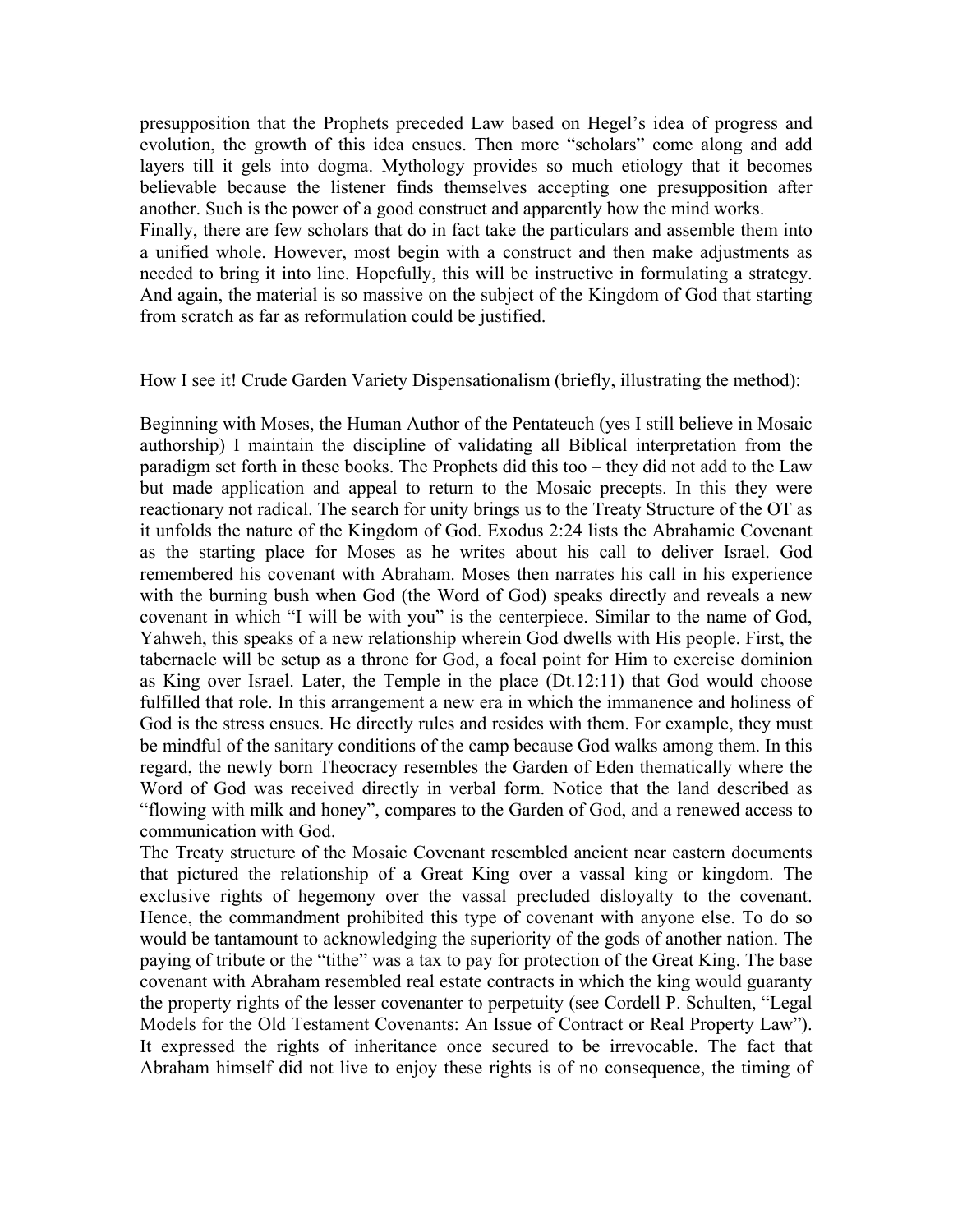presupposition that the Prophets preceded Law based on Hegel's idea of progress and evolution, the growth of this idea ensues. Then more "scholars" come along and add layers till it gels into dogma. Mythology provides so much etiology that it becomes believable because the listener finds themselves accepting one presupposition after another. Such is the power of a good construct and apparently how the mind works.

Finally, there are few scholars that do in fact take the particulars and assemble them into a unified whole. However, most begin with a construct and then make adjustments as needed to bring it into line. Hopefully, this will be instructive in formulating a strategy. And again, the material is so massive on the subject of the Kingdom of God that starting from scratch as far as reformulation could be justified.

How I see it! Crude Garden Variety Dispensationalism (briefly, illustrating the method):

Beginning with Moses, the Human Author of the Pentateuch (yes I still believe in Mosaic authorship) I maintain the discipline of validating all Biblical interpretation from the paradigm set forth in these books. The Prophets did this too – they did not add to the Law but made application and appeal to return to the Mosaic precepts. In this they were reactionary not radical. The search for unity brings us to the Treaty Structure of the OT as it unfolds the nature of the Kingdom of God. Exodus 2:24 lists the Abrahamic Covenant as the starting place for Moses as he writes about his call to deliver Israel. God remembered his covenant with Abraham. Moses then narrates his call in his experience with the burning bush when God (the Word of God) speaks directly and reveals a new covenant in which "I will be with you" is the centerpiece. Similar to the name of God, Yahweh, this speaks of a new relationship wherein God dwells with His people. First, the tabernacle will be setup as a throne for God, a focal point for Him to exercise dominion as King over Israel. Later, the Temple in the place (Dt.12:11) that God would choose fulfilled that role. In this arrangement a new era in which the immanence and holiness of God is the stress ensues. He directly rules and resides with them. For example, they must be mindful of the sanitary conditions of the camp because God walks among them. In this regard, the newly born Theocracy resembles the Garden of Eden thematically where the Word of God was received directly in verbal form. Notice that the land described as "flowing with milk and honey", compares to the Garden of God, and a renewed access to communication with God.

The Treaty structure of the Mosaic Covenant resembled ancient near eastern documents that pictured the relationship of a Great King over a vassal king or kingdom. The exclusive rights of hegemony over the vassal precluded disloyalty to the covenant. Hence, the commandment prohibited this type of covenant with anyone else. To do so would be tantamount to acknowledging the superiority of the gods of another nation. The paying of tribute or the "tithe" was a tax to pay for protection of the Great King. The base covenant with Abraham resembled real estate contracts in which the king would guaranty the property rights of the lesser covenanter to perpetuity (see Cordell P. Schulten, "Legal Models for the Old Testament Covenants: An Issue of Contract or Real Property Law"). It expressed the rights of inheritance once secured to be irrevocable. The fact that Abraham himself did not live to enjoy these rights is of no consequence, the timing of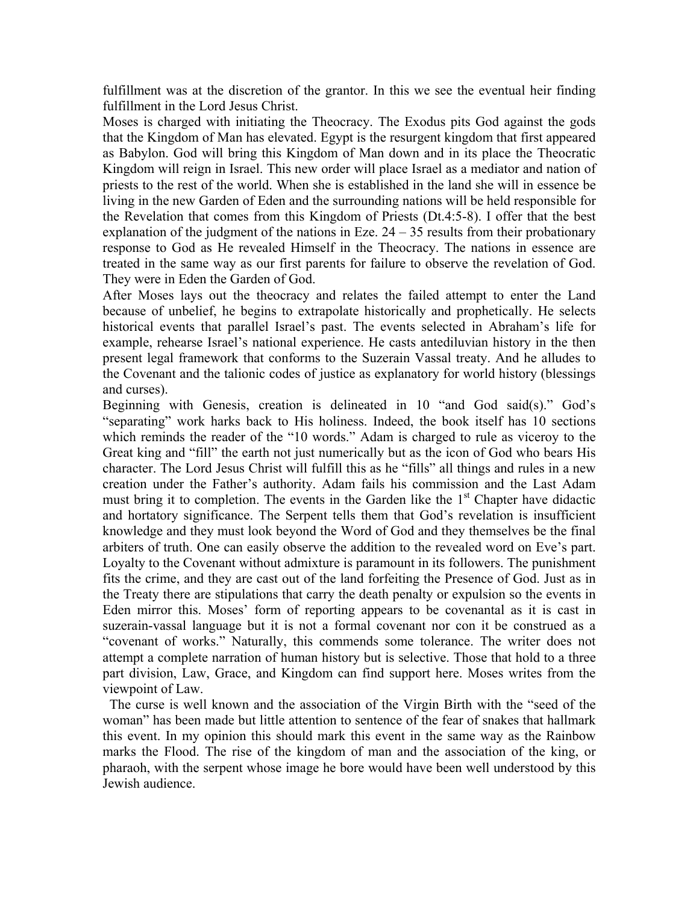fulfillment was at the discretion of the grantor. In this we see the eventual heir finding fulfillment in the Lord Jesus Christ.

Moses is charged with initiating the Theocracy. The Exodus pits God against the gods that the Kingdom of Man has elevated. Egypt is the resurgent kingdom that first appeared as Babylon. God will bring this Kingdom of Man down and in its place the Theocratic Kingdom will reign in Israel. This new order will place Israel as a mediator and nation of priests to the rest of the world. When she is established in the land she will in essence be living in the new Garden of Eden and the surrounding nations will be held responsible for the Revelation that comes from this Kingdom of Priests (Dt.4:5-8). I offer that the best explanation of the judgment of the nations in Eze. 24 – 35 results from their probationary response to God as He revealed Himself in the Theocracy. The nations in essence are treated in the same way as our first parents for failure to observe the revelation of God. They were in Eden the Garden of God.

After Moses lays out the theocracy and relates the failed attempt to enter the Land because of unbelief, he begins to extrapolate historically and prophetically. He selects historical events that parallel Israel's past. The events selected in Abraham's life for example, rehearse Israel's national experience. He casts antediluvian history in the then present legal framework that conforms to the Suzerain Vassal treaty. And he alludes to the Covenant and the talionic codes of justice as explanatory for world history (blessings and curses).

Beginning with Genesis, creation is delineated in 10 "and God said(s)." God's "separating" work harks back to His holiness. Indeed, the book itself has 10 sections which reminds the reader of the "10 words." Adam is charged to rule as viceroy to the Great king and "fill" the earth not just numerically but as the icon of God who bears His character. The Lord Jesus Christ will fulfill this as he "fills" all things and rules in a new creation under the Father's authority. Adam fails his commission and the Last Adam must bring it to completion. The events in the Garden like the 1st Chapter have didactic and hortatory significance. The Serpent tells them that God's revelation is insufficient knowledge and they must look beyond the Word of God and they themselves be the final arbiters of truth. One can easily observe the addition to the revealed word on Eve's part. Loyalty to the Covenant without admixture is paramount in its followers. The punishment fits the crime, and they are cast out of the land forfeiting the Presence of God. Just as in the Treaty there are stipulations that carry the death penalty or expulsion so the events in Eden mirror this. Moses' form of reporting appears to be covenantal as it is cast in suzerain-vassal language but it is not a formal covenant nor con it be construed as a "covenant of works." Naturally, this commends some tolerance. The writer does not attempt a complete narration of human history but is selective. Those that hold to a three part division, Law, Grace, and Kingdom can find support here. Moses writes from the viewpoint of Law.

The curse is well known and the association of the Virgin Birth with the "seed of the woman" has been made but little attention to sentence of the fear of snakes that hallmark this event. In my opinion this should mark this event in the same way as the Rainbow marks the Flood. The rise of the kingdom of man and the association of the king, or pharaoh, with the serpent whose image he bore would have been well understood by this Jewish audience.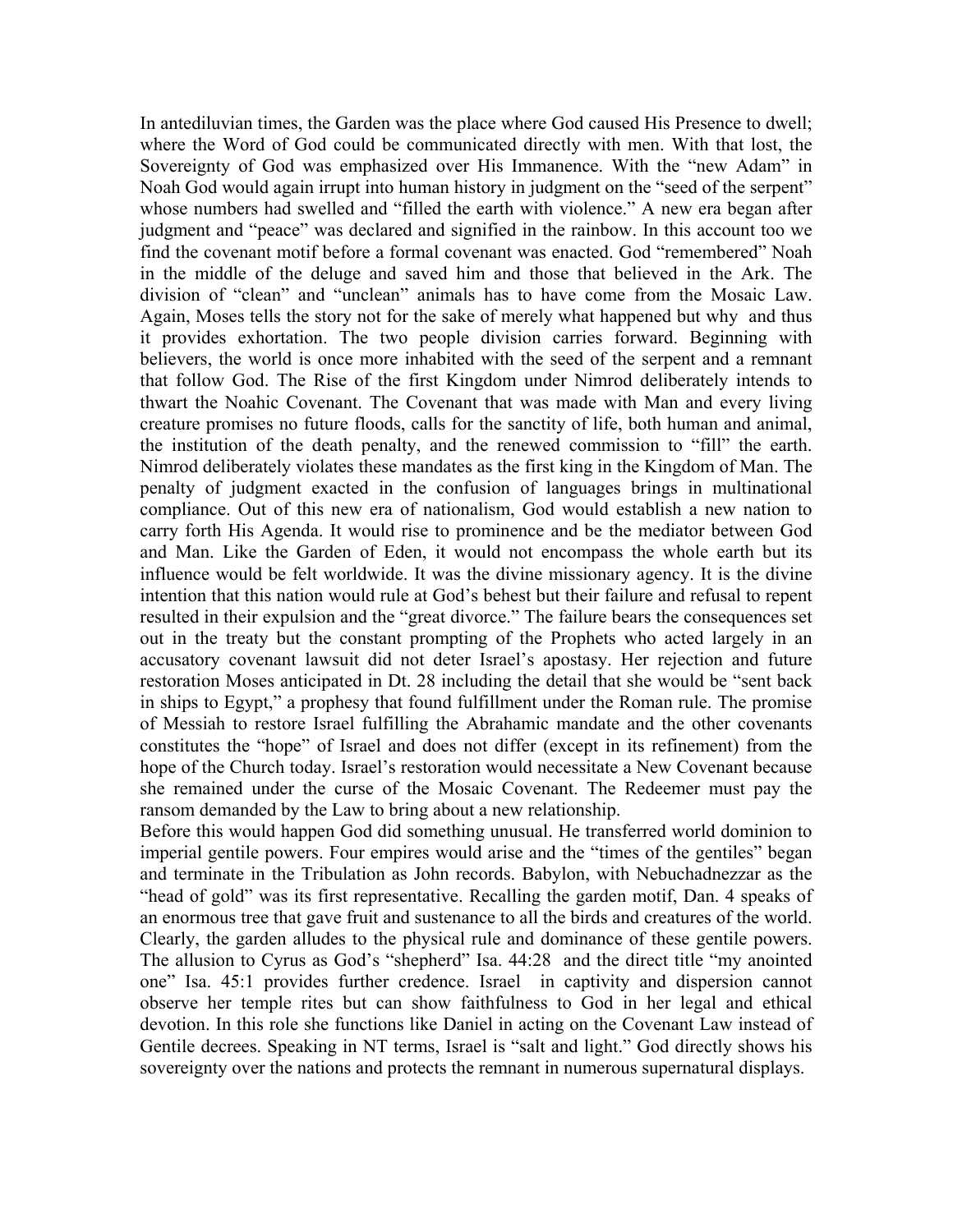In antediluvian times, the Garden was the place where God caused His Presence to dwell; where the Word of God could be communicated directly with men. With that lost, the Sovereignty of God was emphasized over His Immanence. With the "new Adam" in Noah God would again irrupt into human history in judgment on the "seed of the serpent" whose numbers had swelled and "filled the earth with violence." A new era began after judgment and "peace" was declared and signified in the rainbow. In this account too we find the covenant motif before a formal covenant was enacted. God "remembered" Noah in the middle of the deluge and saved him and those that believed in the Ark. The division of "clean" and "unclean" animals has to have come from the Mosaic Law. Again, Moses tells the story not for the sake of merely what happened but why and thus it provides exhortation. The two people division carries forward. Beginning with believers, the world is once more inhabited with the seed of the serpent and a remnant that follow God. The Rise of the first Kingdom under Nimrod deliberately intends to thwart the Noahic Covenant. The Covenant that was made with Man and every living creature promises no future floods, calls for the sanctity of life, both human and animal, the institution of the death penalty, and the renewed commission to "fill" the earth. Nimrod deliberately violates these mandates as the first king in the Kingdom of Man. The penalty of judgment exacted in the confusion of languages brings in multinational compliance. Out of this new era of nationalism, God would establish a new nation to carry forth His Agenda. It would rise to prominence and be the mediator between God and Man. Like the Garden of Eden, it would not encompass the whole earth but its influence would be felt worldwide. It was the divine missionary agency. It is the divine intention that this nation would rule at God's behest but their failure and refusal to repent resulted in their expulsion and the "great divorce." The failure bears the consequences set out in the treaty but the constant prompting of the Prophets who acted largely in an accusatory covenant lawsuit did not deter Israel's apostasy. Her rejection and future restoration Moses anticipated in Dt. 28 including the detail that she would be "sent back in ships to Egypt," a prophesy that found fulfillment under the Roman rule. The promise of Messiah to restore Israel fulfilling the Abrahamic mandate and the other covenants constitutes the "hope" of Israel and does not differ (except in its refinement) from the hope of the Church today. Israel's restoration would necessitate a New Covenant because she remained under the curse of the Mosaic Covenant. The Redeemer must pay the ransom demanded by the Law to bring about a new relationship.

Before this would happen God did something unusual. He transferred world dominion to imperial gentile powers. Four empires would arise and the "times of the gentiles" began and terminate in the Tribulation as John records. Babylon, with Nebuchadnezzar as the "head of gold" was its first representative. Recalling the garden motif, Dan. 4 speaks of an enormous tree that gave fruit and sustenance to all the birds and creatures of the world. Clearly, the garden alludes to the physical rule and dominance of these gentile powers. The allusion to Cyrus as God's "shepherd" Isa. 44:28 and the direct title "my anointed one" Isa. 45:1 provides further credence. Israel in captivity and dispersion cannot observe her temple rites but can show faithfulness to God in her legal and ethical devotion. In this role she functions like Daniel in acting on the Covenant Law instead of Gentile decrees. Speaking in NT terms, Israel is "salt and light." God directly shows his sovereignty over the nations and protects the remnant in numerous supernatural displays.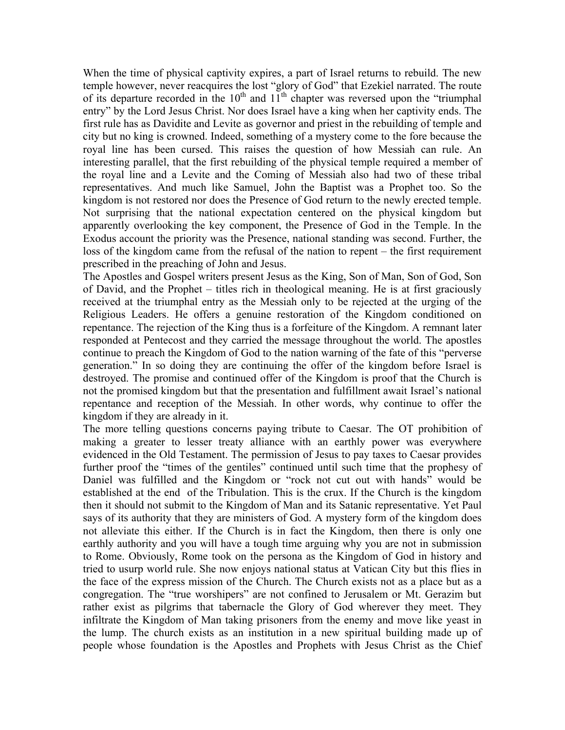When the time of physical captivity expires, a part of Israel returns to rebuild. The new temple however, never reacquires the lost "glory of God" that Ezekiel narrated. The route of its departure recorded in the 10th and 11th chapter was reversed upon the "triumphal entry" by the Lord Jesus Christ. Nor does Israel have a king when her captivity ends. The first rule has as Davidite and Levite as governor and priest in the rebuilding of temple and city but no king is crowned. Indeed, something of a mystery come to the fore because the royal line has been cursed. This raises the question of how Messiah can rule. An interesting parallel, that the first rebuilding of the physical temple required a member of the royal line and a Levite and the Coming of Messiah also had two of these tribal representatives. And much like Samuel, John the Baptist was a Prophet too. So the kingdom is not restored nor does the Presence of God return to the newly erected temple. Not surprising that the national expectation centered on the physical kingdom but apparently overlooking the key component, the Presence of God in the Temple. In the Exodus account the priority was the Presence, national standing was second. Further, the loss of the kingdom came from the refusal of the nation to repent – the first requirement prescribed in the preaching of John and Jesus.

The Apostles and Gospel writers present Jesus as the King, Son of Man, Son of God, Son of David, and the Prophet – titles rich in theological meaning. He is at first graciously received at the triumphal entry as the Messiah only to be rejected at the urging of the Religious Leaders. He offers a genuine restoration of the Kingdom conditioned on repentance. The rejection of the King thus is a forfeiture of the Kingdom. A remnant later responded at Pentecost and they carried the message throughout the world. The apostles continue to preach the Kingdom of God to the nation warning of the fate of this "perverse generation." In so doing they are continuing the offer of the kingdom before Israel is destroyed. The promise and continued offer of the Kingdom is proof that the Church is not the promised kingdom but that the presentation and fulfillment await Israel's national repentance and reception of the Messiah. In other words, why continue to offer the kingdom if they are already in it.

The more telling questions concerns paying tribute to Caesar. The OT prohibition of making a greater to lesser treaty alliance with an earthly power was everywhere evidenced in the Old Testament. The permission of Jesus to pay taxes to Caesar provides further proof the "times of the gentiles" continued until such time that the prophesy of Daniel was fulfilled and the Kingdom or "rock not cut out with hands" would be established at the end of the Tribulation. This is the crux. If the Church is the kingdom then it should not submit to the Kingdom of Man and its Satanic representative. Yet Paul says of its authority that they are ministers of God. A mystery form of the kingdom does not alleviate this either. If the Church is in fact the Kingdom, then there is only one earthly authority and you will have a tough time arguing why you are not in submission to Rome. Obviously, Rome took on the persona as the Kingdom of God in history and tried to usurp world rule. She now enjoys national status at Vatican City but this flies in the face of the express mission of the Church. The Church exists not as a place but as a congregation. The "true worshipers" are not confined to Jerusalem or Mt. Gerazim but rather exist as pilgrims that tabernacle the Glory of God wherever they meet. They infiltrate the Kingdom of Man taking prisoners from the enemy and move like yeast in the lump. The church exists as an institution in a new spiritual building made up of people whose foundation is the Apostles and Prophets with Jesus Christ as the Chief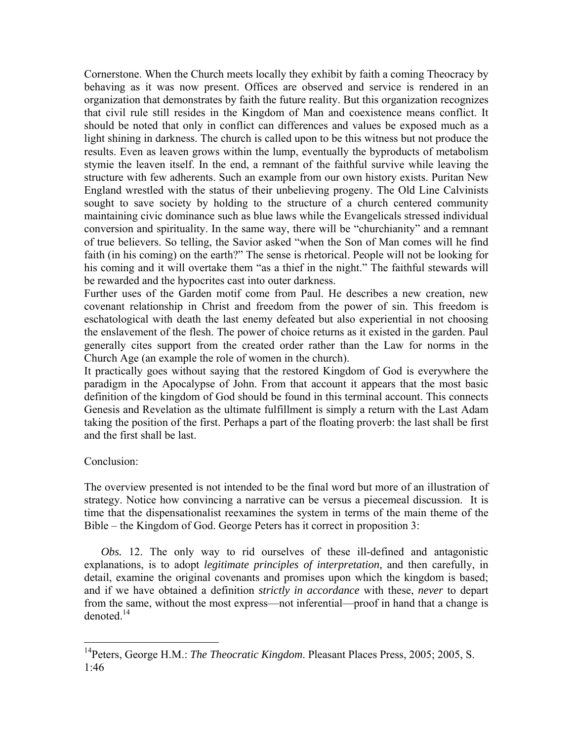Cornerstone. When the Church meets locally they exhibit by faith a coming Theocracy by behaving as it was now present. Offices are observed and service is rendered in an organization that demonstrates by faith the future reality. But this organization recognizes that civil rule still resides in the Kingdom of Man and coexistence means conflict. It should be noted that only in conflict can differences and values be exposed much as a light shining in darkness. The church is called upon to be this witness but not produce the results. Even as leaven grows within the lump, eventually the byproducts of metabolism stymie the leaven itself. In the end, a remnant of the faithful survive while leaving the structure with few adherents. Such an example from our own history exists. Puritan New England wrestled with the status of their unbelieving progeny. The Old Line Calvinists sought to save society by holding to the structure of a church centered community maintaining civic dominance such as blue laws while the Evangelicals stressed individual conversion and spirituality. In the same way, there will be "churchianity" and a remnant of true believers. So telling, the Savior asked "when the Son of Man comes will he find faith (in his coming) on the earth?" The sense is rhetorical. People will not be looking for his coming and it will overtake them "as a thief in the night." The faithful stewards will be rewarded and the hypocrites cast into outer darkness.

Further uses of the Garden motif come from Paul. He describes a new creation, new covenant relationship in Christ and freedom from the power of sin. This freedom is eschatological with death the last enemy defeated but also experiential in not choosing the enslavement of the flesh. The power of choice returns as it existed in the garden. Paul generally cites support from the created order rather than the Law for norms in the Church Age (an example the role of women in the church).

It practically goes without saying that the restored Kingdom of God is everywhere the paradigm in the Apocalypse of John. From that account it appears that the most basic definition of the kingdom of God should be found in this terminal account. This connects Genesis and Revelation as the ultimate fulfillment is simply a return with the Last Adam taking the position of the first. Perhaps a part of the floating proverb: the last shall be first and the first shall be last.

Conclusion:

The overview presented is not intended to be the final word but more of an illustration of strategy. Notice how convincing a narrative can be versus a piecemeal discussion. It is time that the dispensationalist reexamines the system in terms of the main theme of the Bible – the Kingdom of God. George Peters has it correct in proposition 3:

> *Obs.* 12. The only way to rid ourselves of these ill-defined and antagonistic explanations, is to adopt *legitimate principles of interpretation,* and then carefully, in detail, examine the original covenants and promises upon which the kingdom is based; and if we have obtained a definition *strictly in accordance* with these, *never* to depart from the same, without the most express—not inferential—proof in hand that a change is denoted.[14]

---

[14]Peters, George H.M.: *The Theocratic Kingdom*. Pleasant Places Press, 2005; 2005, S. 1:46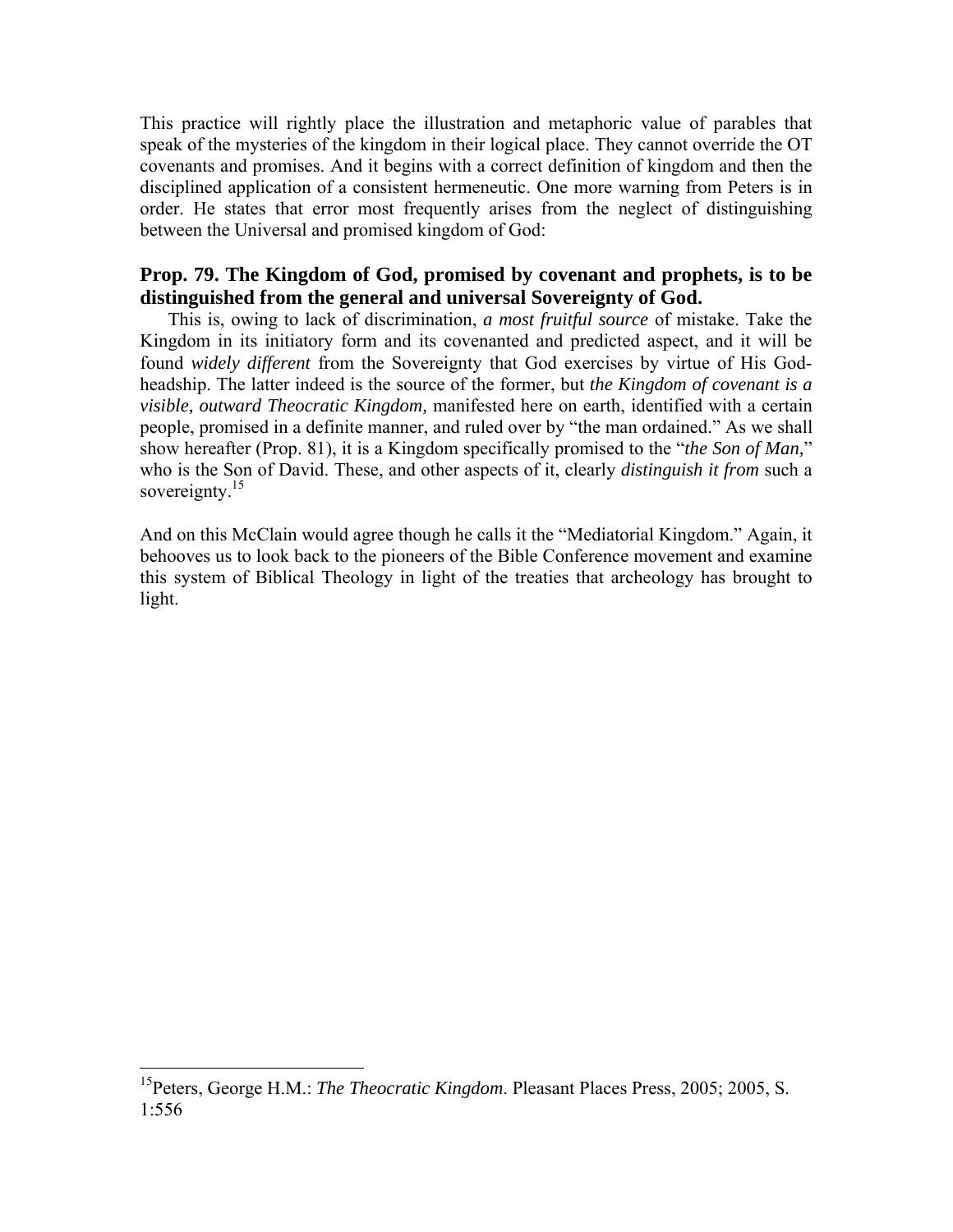This practice will rightly place the illustration and metaphoric value of parables that speak of the mysteries of the kingdom in their logical place. They cannot override the OT covenants and promises. And it begins with a correct definition of kingdom and then the disciplined application of a consistent hermeneutic. One more warning from Peters is in order. He states that error most frequently arises from the neglect of distinguishing between the Universal and promised kingdom of God:

### Prop. 79. The Kingdom of God, promised by covenant and prophets, is to be distinguished from the general and universal Sovereignty of God.

This is, owing to lack of discrimination, *a most fruitful source* of mistake. Take the Kingdom in its initiatory form and its covenanted and predicted aspect, and it will be found *widely different* from the Sovereignty that God exercises by virtue of His God-headship. The latter indeed is the source of the former, but *the Kingdom of covenant is a visible, outward Theocratic Kingdom,* manifested here on earth, identified with a certain people, promised in a definite manner, and ruled over by "the man ordained." As we shall show hereafter (Prop. 81), it is a Kingdom specifically promised to the "*the Son of Man,*" who is the Son of David. These, and other aspects of it, clearly *distinguish it from* such a sovereignty.[15]

And on this McClain would agree though he calls it the "Mediatorial Kingdom." Again, it behooves us to look back to the pioneers of the Bible Conference movement and examine this system of Biblical Theology in light of the treaties that archeology has brought to light.

---

[15]Peters, George H.M.: *The Theocratic Kingdom*. Pleasant Places Press, 2005; 2005, S. 1:556